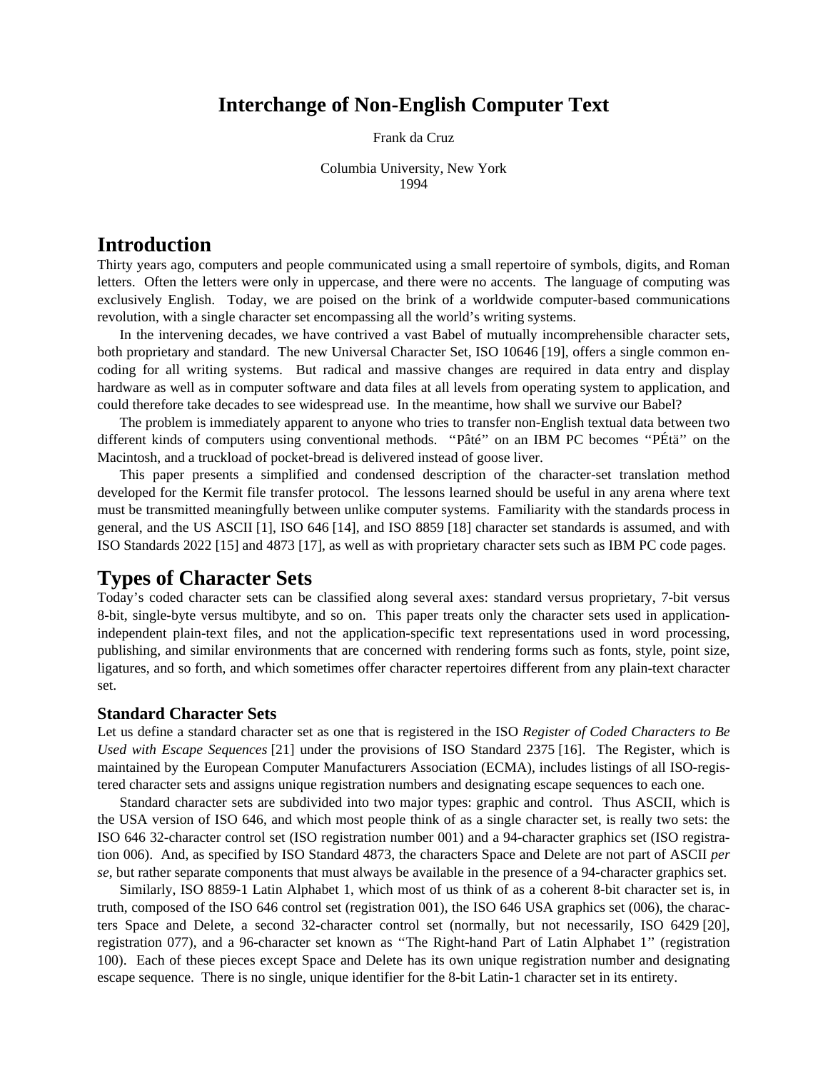# Interchange of Non-English Computer Text

Frank da Cruz

Columbia University, New York
1994

## Introduction

Thirty years ago, computers and people communicated using a small repertoire of symbols, digits, and Roman letters. Often the letters were only in uppercase, and there were no accents. The language of computing was exclusively English. Today, we are poised on the brink of a worldwide computer-based communications revolution, with a single character set encompassing all the world's writing systems.

In the intervening decades, we have contrived a vast Babel of mutually incomprehensible character sets, both proprietary and standard. The new Universal Character Set, ISO 10646 [19], offers a single common encoding for all writing systems. But radical and massive changes are required in data entry and display hardware as well as in computer software and data files at all levels from operating system to application, and could therefore take decades to see widespread use. In the meantime, how shall we survive our Babel?

The problem is immediately apparent to anyone who tries to transfer non-English textual data between two different kinds of computers using conventional methods. ''Pâté'' on an IBM PC becomes ''PÉtä'' on the Macintosh, and a truckload of pocket-bread is delivered instead of goose liver.

This paper presents a simplified and condensed description of the character-set translation method developed for the Kermit file transfer protocol. The lessons learned should be useful in any arena where text must be transmitted meaningfully between unlike computer systems. Familiarity with the standards process in general, and the US ASCII [1], ISO 646 [14], and ISO 8859 [18] character set standards is assumed, and with ISO Standards 2022 [15] and 4873 [17], as well as with proprietary character sets such as IBM PC code pages.

## Types of Character Sets

Today's coded character sets can be classified along several axes: standard versus proprietary, 7-bit versus 8-bit, single-byte versus multibyte, and so on. This paper treats only the character sets used in application-independent plain-text files, and not the application-specific text representations used in word processing, publishing, and similar environments that are concerned with rendering forms such as fonts, style, point size, ligatures, and so forth, and which sometimes offer character repertoires different from any plain-text character set.

### Standard Character Sets

Let us define a standard character set as one that is registered in the ISO *Register of Coded Characters to Be Used with Escape Sequences* [21] under the provisions of ISO Standard 2375 [16]. The Register, which is maintained by the European Computer Manufacturers Association (ECMA), includes listings of all ISO-registered character sets and assigns unique registration numbers and designating escape sequences to each one.

Standard character sets are subdivided into two major types: graphic and control. Thus ASCII, which is the USA version of ISO 646, and which most people think of as a single character set, is really two sets: the ISO 646 32-character control set (ISO registration number 001) and a 94-character graphics set (ISO registration 006). And, as specified by ISO Standard 4873, the characters Space and Delete are not part of ASCII *per se*, but rather separate components that must always be available in the presence of a 94-character graphics set.

Similarly, ISO 8859-1 Latin Alphabet 1, which most of us think of as a coherent 8-bit character set is, in truth, composed of the ISO 646 control set (registration 001), the ISO 646 USA graphics set (006), the characters Space and Delete, a second 32-character control set (normally, but not necessarily, ISO 6429 [20], registration 077), and a 96-character set known as ''The Right-hand Part of Latin Alphabet 1'' (registration 100). Each of these pieces except Space and Delete has its own unique registration number and designating escape sequence. There is no single, unique identifier for the 8-bit Latin-1 character set in its entirety.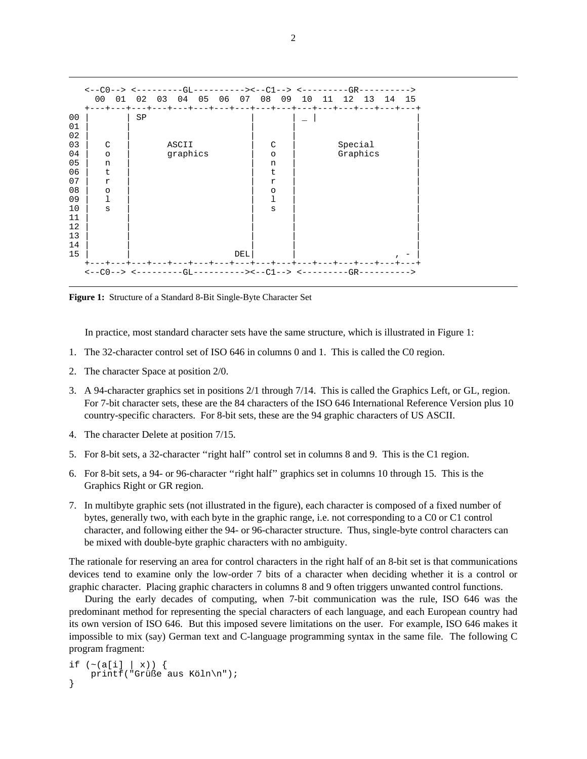```
    <--C0--> <---------GL----------><--C1--> <---------GR---------->
      00  01  02  03  04  05  06  07  08  09  10  11  12  13  14  15
    +---+---+---+---+---+---+---+---+---+---+---+---+---+---+---+---+
00  |       | SP                    |       | _ |                   |
01  |       |                       |       |                       |
02  |       |                       |       |                       |
03  |   C   |       ASCII           |   C   |       Special         |
04  |   o   |       graphics        |   o   |       Graphics        |
05  |   n   |                       |   n   |                       |
06  |   t   |                       |   t   |                       |
07  |   r   |                       |   r   |                       |
08  |   o   |                       |   o   |                       |
09  |   l   |                       |   l   |                       |
10  |   s   |                       |   s   |                       |
11  |       |                       |       |                       |
12  |       |                       |       |                       |
13  |       |                       |       |                       |
14  |       |                       |       |                       |
15  |       |                    DEL|       |                   , - |
    +---+---+---+---+---+---+---+---+---+---+---+---+---+---+---+---+
    <--C0--> <---------GL----------><--C1--> <---------GR---------->
```

**Figure 1:** Structure of a Standard 8-Bit Single-Byte Character Set

In practice, most standard character sets have the same structure, which is illustrated in Figure 1:

1. The 32-character control set of ISO 646 in columns 0 and 1. This is called the C0 region.
2. The character Space at position 2/0.
3. A 94-character graphics set in positions 2/1 through 7/14. This is called the Graphics Left, or GL, region. For 7-bit character sets, these are the 84 characters of the ISO 646 International Reference Version plus 10 country-specific characters. For 8-bit sets, these are the 94 graphic characters of US ASCII.
4. The character Delete at position 7/15.
5. For 8-bit sets, a 32-character "right half" control set in columns 8 and 9. This is the C1 region.
6. For 8-bit sets, a 94- or 96-character "right half" graphics set in columns 10 through 15. This is the Graphics Right or GR region.
7. In multibyte graphic sets (not illustrated in the figure), each character is composed of a fixed number of bytes, generally two, with each byte in the graphic range, i.e. not corresponding to a C0 or C1 control character, and following either the 94- or 96-character structure. Thus, single-byte control characters can be mixed with double-byte graphic characters with no ambiguity.

The rationale for reserving an area for control characters in the right half of an 8-bit set is that communications devices tend to examine only the low-order 7 bits of a character when deciding whether it is a control or graphic character. Placing graphic characters in columns 8 and 9 often triggers unwanted control functions.

During the early decades of computing, when 7-bit communication was the rule, ISO 646 was the predominant method for representing the special characters of each language, and each European country had its own version of ISO 646. But this imposed severe limitations on the user. For example, ISO 646 makes it impossible to mix (say) German text and C-language programming syntax in the same file. The following C program fragment:

```
if (~(a[i] | x)) {
    printf("Grüße aus Köln\n");
}
```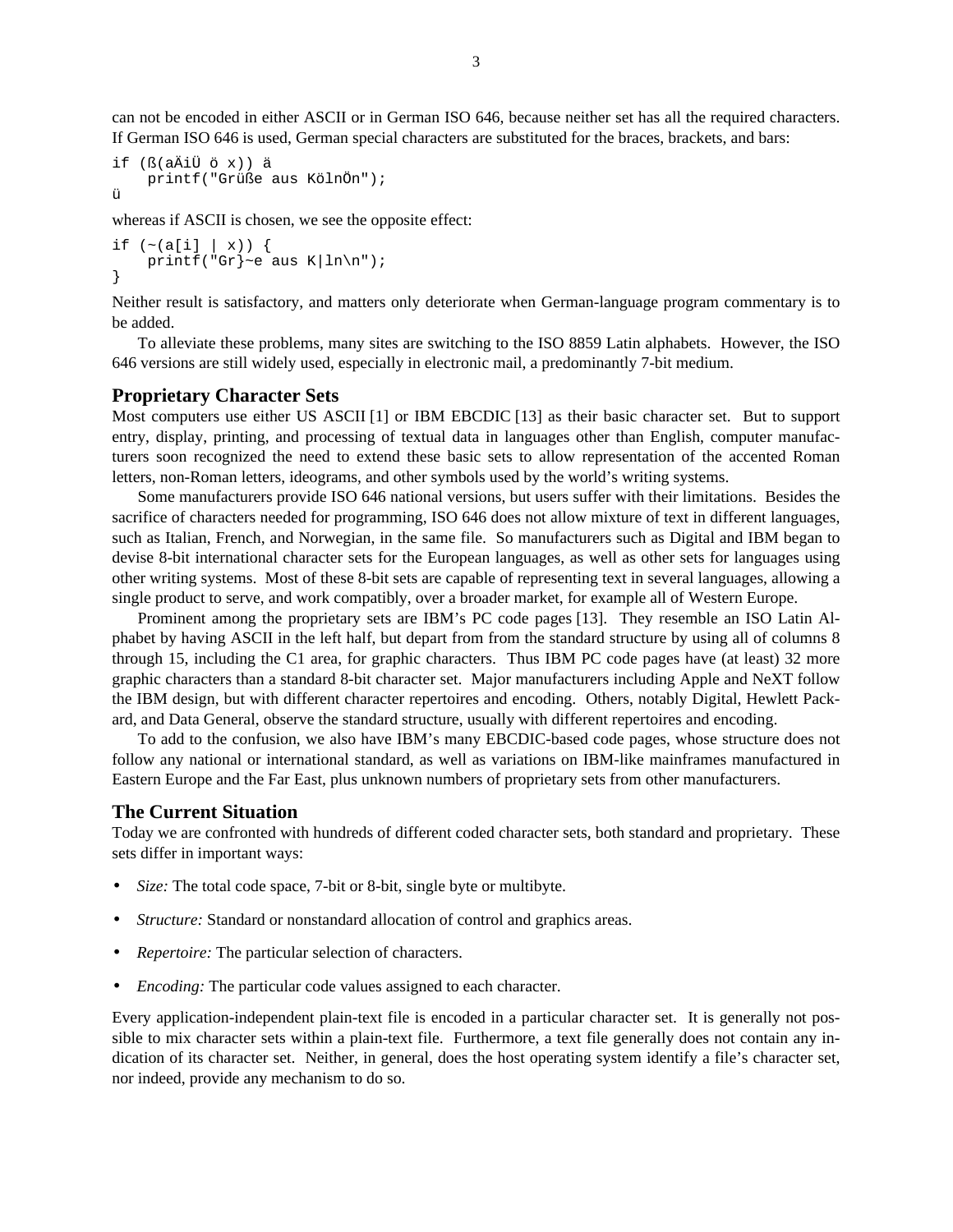can not be encoded in either ASCII or in German ISO 646, because neither set has all the required characters. If German ISO 646 is used, German special characters are substituted for the braces, brackets, and bars:

```
if (ß(aÄiÜ ö x)) ä
    printf("Grüße aus KölnÖn");
ü
```

whereas if ASCII is chosen, we see the opposite effect:

```
if (~(a[i] | x)) {
    printf("Gr}~e aus K|ln\n");
}
```

Neither result is satisfactory, and matters only deteriorate when German-language program commentary is to be added.

To alleviate these problems, many sites are switching to the ISO 8859 Latin alphabets. However, the ISO 646 versions are still widely used, especially in electronic mail, a predominantly 7-bit medium.

## Proprietary Character Sets

Most computers use either US ASCII [1] or IBM EBCDIC [13] as their basic character set. But to support entry, display, printing, and processing of textual data in languages other than English, computer manufacturers soon recognized the need to extend these basic sets to allow representation of the accented Roman letters, non-Roman letters, ideograms, and other symbols used by the world's writing systems.

Some manufacturers provide ISO 646 national versions, but users suffer with their limitations. Besides the sacrifice of characters needed for programming, ISO 646 does not allow mixture of text in different languages, such as Italian, French, and Norwegian, in the same file. So manufacturers such as Digital and IBM began to devise 8-bit international character sets for the European languages, as well as other sets for languages using other writing systems. Most of these 8-bit sets are capable of representing text in several languages, allowing a single product to serve, and work compatibly, over a broader market, for example all of Western Europe.

Prominent among the proprietary sets are IBM's PC code pages [13]. They resemble an ISO Latin Alphabet by having ASCII in the left half, but depart from from the standard structure by using all of columns 8 through 15, including the C1 area, for graphic characters. Thus IBM PC code pages have (at least) 32 more graphic characters than a standard 8-bit character set. Major manufacturers including Apple and NeXT follow the IBM design, but with different character repertoires and encoding. Others, notably Digital, Hewlett Packard, and Data General, observe the standard structure, usually with different repertoires and encoding.

To add to the confusion, we also have IBM's many EBCDIC-based code pages, whose structure does not follow any national or international standard, as well as variations on IBM-like mainframes manufactured in Eastern Europe and the Far East, plus unknown numbers of proprietary sets from other manufacturers.

## The Current Situation

Today we are confronted with hundreds of different coded character sets, both standard and proprietary. These sets differ in important ways:

- *Size:* The total code space, 7-bit or 8-bit, single byte or multibyte.
- *Structure:* Standard or nonstandard allocation of control and graphics areas.
- *Repertoire:* The particular selection of characters.
- *Encoding:* The particular code values assigned to each character.

Every application-independent plain-text file is encoded in a particular character set. It is generally not possible to mix character sets within a plain-text file. Furthermore, a text file generally does not contain any indication of its character set. Neither, in general, does the host operating system identify a file's character set, nor indeed, provide any mechanism to do so.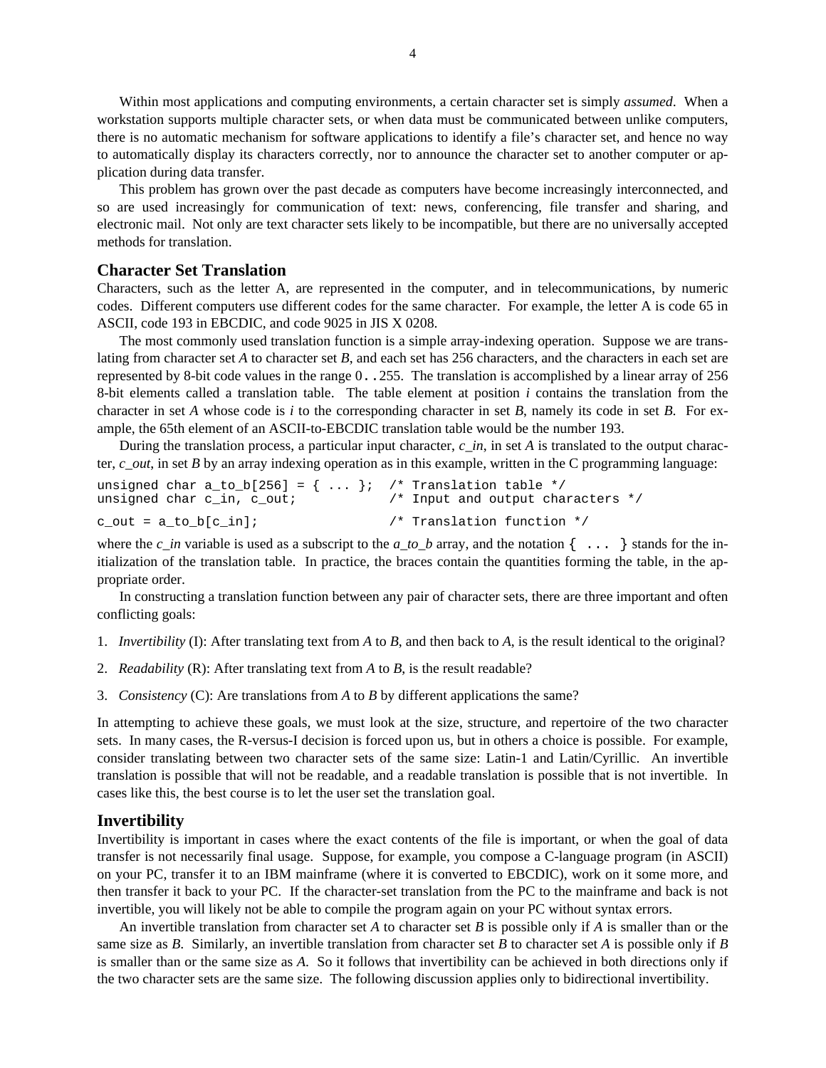Within most applications and computing environments, a certain character set is simply *assumed*. When a workstation supports multiple character sets, or when data must be communicated between unlike computers, there is no automatic mechanism for software applications to identify a file's character set, and hence no way to automatically display its characters correctly, nor to announce the character set to another computer or application during data transfer.

This problem has grown over the past decade as computers have become increasingly interconnected, and so are used increasingly for communication of text: news, conferencing, file transfer and sharing, and electronic mail. Not only are text character sets likely to be incompatible, but there are no universally accepted methods for translation.

## Character Set Translation

Characters, such as the letter A, are represented in the computer, and in telecommunications, by numeric codes. Different computers use different codes for the same character. For example, the letter A is code 65 in ASCII, code 193 in EBCDIC, and code 9025 in JIS X 0208.

The most commonly used translation function is a simple array-indexing operation. Suppose we are translating from character set *A* to character set *B*, and each set has 256 characters, and the characters in each set are represented by 8-bit code values in the range `0..255`. The translation is accomplished by a linear array of 256 8-bit elements called a translation table. The table element at position *i* contains the translation from the character in set *A* whose code is *i* to the corresponding character in set *B*, namely its code in set *B*. For example, the 65th element of an ASCII-to-EBCDIC translation table would be the number 193.

During the translation process, a particular input character, *c_in*, in set *A* is translated to the output character, *c_out*, in set *B* by an array indexing operation as in this example, written in the C programming language:

```
unsigned char a_to_b[256] = { ... };  /* Translation table */
unsigned char c_in, c_out;            /* Input and output characters */

c_out = a_to_b[c_in];                 /* Translation function */
```

where the *c_in* variable is used as a subscript to the *a_to_b* array, and the notation `{ ... }` stands for the initialization of the translation table. In practice, the braces contain the quantities forming the table, in the appropriate order.

In constructing a translation function between any pair of character sets, there are three important and often conflicting goals:

1. *Invertibility* (I): After translating text from *A* to *B*, and then back to *A*, is the result identical to the original?
2. *Readability* (R): After translating text from *A* to *B*, is the result readable?
3. *Consistency* (C): Are translations from *A* to *B* by different applications the same?

In attempting to achieve these goals, we must look at the size, structure, and repertoire of the two character sets. In many cases, the R-versus-I decision is forced upon us, but in others a choice is possible. For example, consider translating between two character sets of the same size: Latin-1 and Latin/Cyrillic. An invertible translation is possible that will not be readable, and a readable translation is possible that is not invertible. In cases like this, the best course is to let the user set the translation goal.

## Invertibility

Invertibility is important in cases where the exact contents of the file is important, or when the goal of data transfer is not necessarily final usage. Suppose, for example, you compose a C-language program (in ASCII) on your PC, transfer it to an IBM mainframe (where it is converted to EBCDIC), work on it some more, and then transfer it back to your PC. If the character-set translation from the PC to the mainframe and back is not invertible, you will likely not be able to compile the program again on your PC without syntax errors.

An invertible translation from character set *A* to character set *B* is possible only if *A* is smaller than or the same size as *B*. Similarly, an invertible translation from character set *B* to character set *A* is possible only if *B* is smaller than or the same size as *A*. So it follows that invertibility can be achieved in both directions only if the two character sets are the same size. The following discussion applies only to bidirectional invertibility.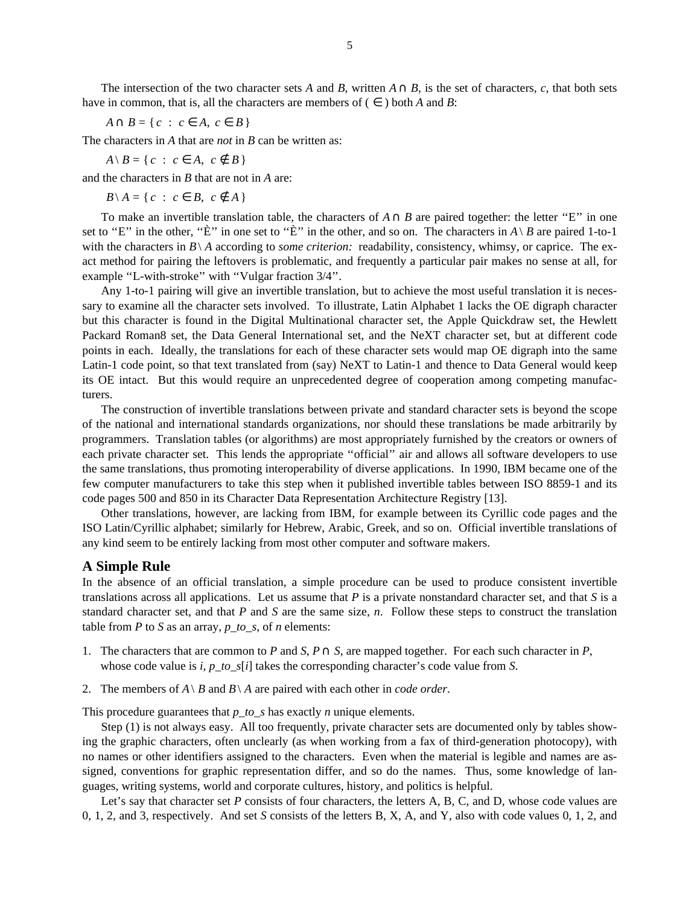The intersection of the two character sets *A* and *B*, written $A \cap B$, is the set of characters, *c*, that both sets have in common, that is, all the characters are members of ( $\in$ ) both *A* and *B*:

$$A \cap B = \{ c \ : \ c \in A, \ c \in B \}$$

The characters in *A* that are *not* in *B* can be written as:

$$A \setminus B = \{ c \ : \ c \in A, \ c \notin B \}$$

and the characters in *B* that are not in *A* are:

$$B \setminus A = \{ c \ : \ c \in B, \ c \notin A \}$$

To make an invertible translation table, the characters of $A \cap B$ are paired together: the letter ‘‘E’’ in one set to ‘‘E’’ in the other, ‘‘È’’ in one set to ‘‘È’’ in the other, and so on. The characters in $A \setminus B$ are paired 1-to-1 with the characters in $B \setminus A$ according to *some criterion:* readability, consistency, whimsy, or caprice. The exact method for pairing the leftovers is problematic, and frequently a particular pair makes no sense at all, for example ‘‘L-with-stroke’’ with ‘‘Vulgar fraction 3/4’’.

Any 1-to-1 pairing will give an invertible translation, but to achieve the most useful translation it is necessary to examine all the character sets involved. To illustrate, Latin Alphabet 1 lacks the OE digraph character but this character is found in the Digital Multinational character set, the Apple Quickdraw set, the Hewlett Packard Roman8 set, the Data General International set, and the NeXT character set, but at different code points in each. Ideally, the translations for each of these character sets would map OE digraph into the same Latin-1 code point, so that text translated from (say) NeXT to Latin-1 and thence to Data General would keep its OE intact. But this would require an unprecedented degree of cooperation among competing manufacturers.

The construction of invertible translations between private and standard character sets is beyond the scope of the national and international standards organizations, nor should these translations be made arbitrarily by programmers. Translation tables (or algorithms) are most appropriately furnished by the creators or owners of each private character set. This lends the appropriate ‘‘official’’ air and allows all software developers to use the same translations, thus promoting interoperability of diverse applications. In 1990, IBM became one of the few computer manufacturers to take this step when it published invertible tables between ISO 8859-1 and its code pages 500 and 850 in its Character Data Representation Architecture Registry [13].

Other translations, however, are lacking from IBM, for example between its Cyrillic code pages and the ISO Latin/Cyrillic alphabet; similarly for Hebrew, Arabic, Greek, and so on. Official invertible translations of any kind seem to be entirely lacking from most other computer and software makers.

## A Simple Rule

In the absence of an official translation, a simple procedure can be used to produce consistent invertible translations across all applications. Let us assume that *P* is a private nonstandard character set, and that *S* is a standard character set, and that *P* and *S* are the same size, *n*. Follow these steps to construct the translation table from *P* to *S* as an array, *p_to_s*, of *n* elements:

1. The characters that are common to *P* and *S*, $P \cap S$, are mapped together. For each such character in *P*, whose code value is *i*, *p_to_s*[*i*] takes the corresponding character’s code value from *S*.
2. The members of $A \setminus B$ and $B \setminus A$ are paired with each other in *code order*.

This procedure guarantees that *p_to_s* has exactly *n* unique elements.

Step (1) is not always easy. All too frequently, private character sets are documented only by tables showing the graphic characters, often unclearly (as when working from a fax of third-generation photocopy), with no names or other identifiers assigned to the characters. Even when the material is legible and names are assigned, conventions for graphic representation differ, and so do the names. Thus, some knowledge of languages, writing systems, world and corporate cultures, history, and politics is helpful.

Let’s say that character set *P* consists of four characters, the letters A, B, C, and D, whose code values are 0, 1, 2, and 3, respectively. And set *S* consists of the letters B, X, A, and Y, also with code values 0, 1, 2, and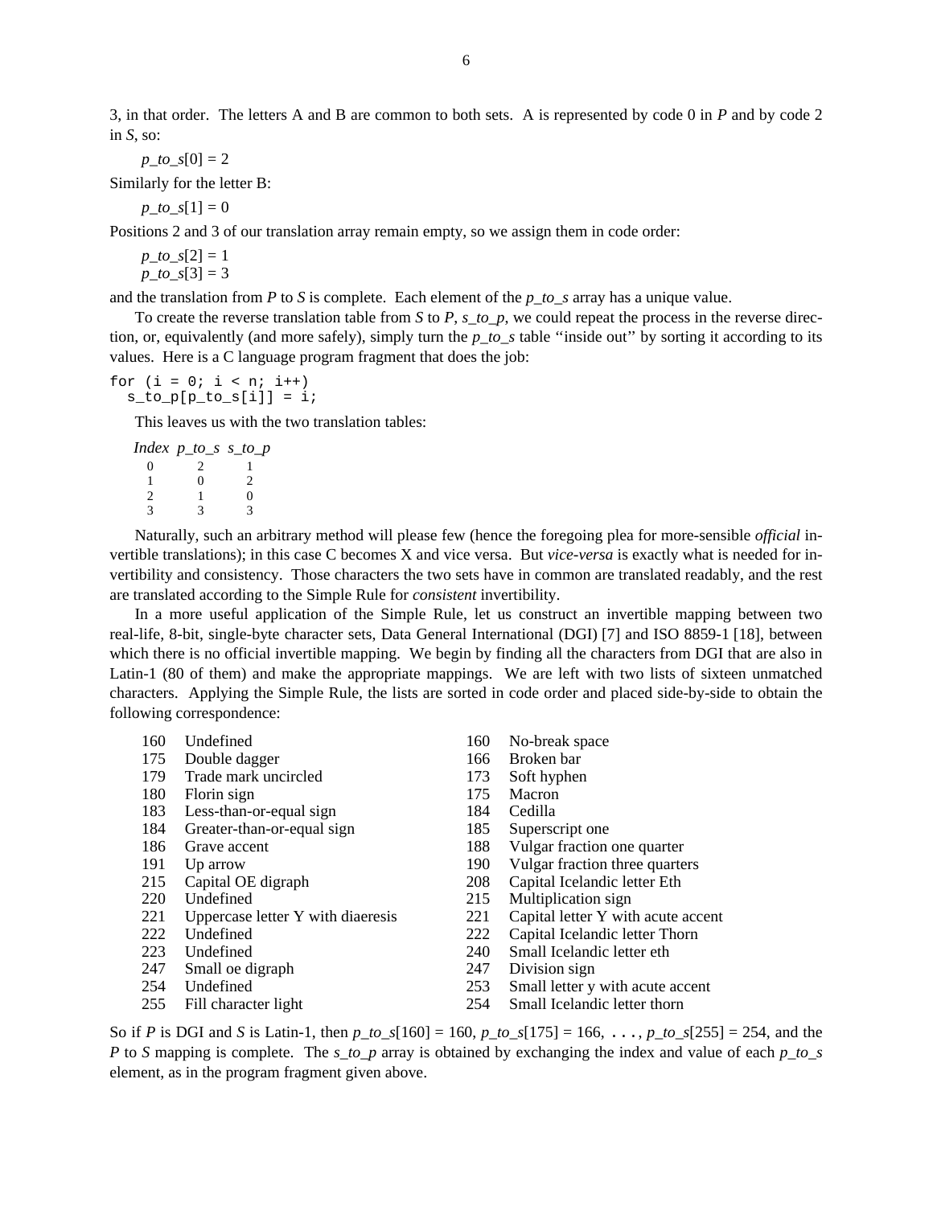3, in that order. The letters A and B are common to both sets. A is represented by code 0 in *P* and by code 2 in *S*, so:

*p_to_s*[0] = 2

Similarly for the letter B:

*p_to_s*[1] = 0

Positions 2 and 3 of our translation array remain empty, so we assign them in code order:

*p_to_s*[2] = 1
*p_to_s*[3] = 3

and the translation from *P* to *S* is complete. Each element of the *p_to_s* array has a unique value.

To create the reverse translation table from *S* to *P*, *s_to_p*, we could repeat the process in the reverse direction, or, equivalently (and more safely), simply turn the *p_to_s* table "inside out" by sorting it according to its values. Here is a C language program fragment that does the job:

```
for (i = 0; i < n; i++)
  s_to_p[p_to_s[i]] = i;
```

This leaves us with the two translation tables:

| *Index* | *p_to_s* | *s_to_p* |
|---|---|---|
| 0 | 2 | 1 |
| 1 | 0 | 2 |
| 2 | 1 | 0 |
| 3 | 3 | 3 |

Naturally, such an arbitrary method will please few (hence the foregoing plea for more-sensible *official* invertible translations); in this case C becomes X and vice versa. But *vice-versa* is exactly what is needed for invertibility and consistency. Those characters the two sets have in common are translated readably, and the rest are translated according to the Simple Rule for *consistent* invertibility.

In a more useful application of the Simple Rule, let us construct an invertible mapping between two real-life, 8-bit, single-byte character sets, Data General International (DGI) [7] and ISO 8859-1 [18], between which there is no official invertible mapping. We begin by finding all the characters from DGI that are also in Latin-1 (80 of them) and make the appropriate mappings. We are left with two lists of sixteen unmatched characters. Applying the Simple Rule, the lists are sorted in code order and placed side-by-side to obtain the following correspondence:

| | | | |
|---|---|---|---|
| 160 | Undefined | 160 | No-break space |
| 175 | Double dagger | 166 | Broken bar |
| 179 | Trade mark uncircled | 173 | Soft hyphen |
| 180 | Florin sign | 175 | Macron |
| 183 | Less-than-or-equal sign | 184 | Cedilla |
| 184 | Greater-than-or-equal sign | 185 | Superscript one |
| 186 | Grave accent | 188 | Vulgar fraction one quarter |
| 191 | Up arrow | 190 | Vulgar fraction three quarters |
| 215 | Capital OE digraph | 208 | Capital Icelandic letter Eth |
| 220 | Undefined | 215 | Multiplication sign |
| 221 | Uppercase letter Y with diaeresis | 221 | Capital letter Y with acute accent |
| 222 | Undefined | 222 | Capital Icelandic letter Thorn |
| 223 | Undefined | 240 | Small Icelandic letter eth |
| 247 | Small oe digraph | 247 | Division sign |
| 254 | Undefined | 253 | Small letter y with acute accent |
| 255 | Fill character light | 254 | Small Icelandic letter thorn |

So if *P* is DGI and *S* is Latin-1, then *p_to_s*[160] = 160, *p_to_s*[175] = 166, . . . , *p_to_s*[255] = 254, and the *P* to *S* mapping is complete. The *s_to_p* array is obtained by exchanging the index and value of each *p_to_s* element, as in the program fragment given above.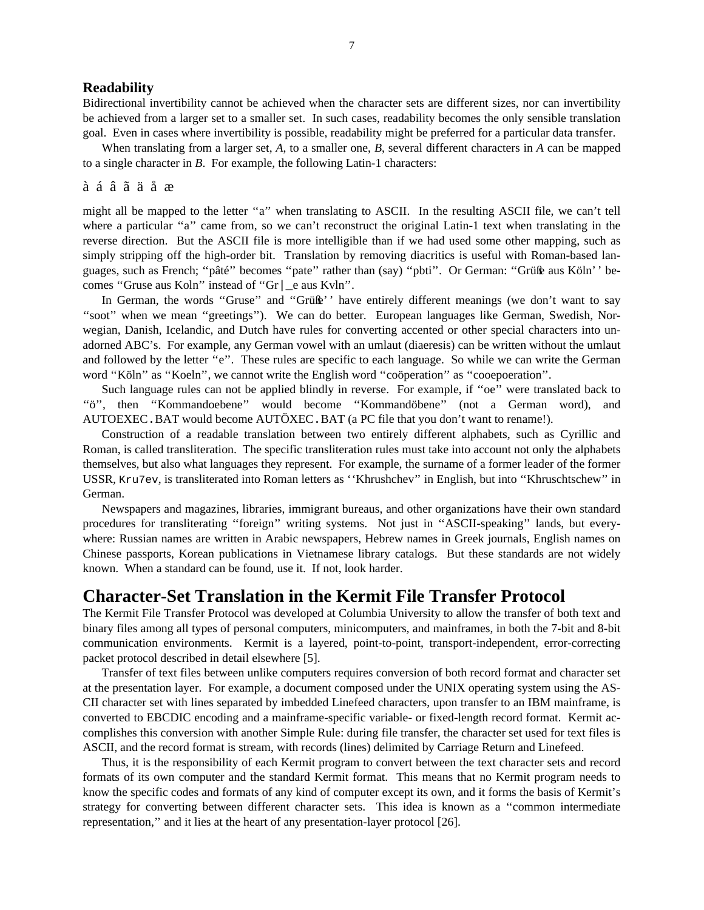### Readability

Bidirectional invertibility cannot be achieved when the character sets are different sizes, nor can invertibility be achieved from a larger set to a smaller set. In such cases, readability becomes the only sensible translation goal. Even in cases where invertibility is possible, readability might be preferred for a particular data transfer.

When translating from a larger set, *A*, to a smaller one, *B*, several different characters in *A* can be mapped to a single character in *B*. For example, the following Latin-1 characters:

à á â ã ä å æ

might all be mapped to the letter ''a'' when translating to ASCII. In the resulting ASCII file, we can't tell where a particular ''a'' came from, so we can't reconstruct the original Latin-1 text when translating in the reverse direction. But the ASCII file is more intelligible than if we had used some other mapping, such as simply stripping off the high-order bit. Translation by removing diacritics is useful with Roman-based languages, such as French; ''pâté'' becomes ''pate'' rather than (say) ''pbti''. Or German: ''Grüße aus Köln'' becomes ''Gruse aus Koln'' instead of ''Gr|_e aus Kvln''.

In German, the words ''Gruse'' and ''Grüße'' have entirely different meanings (we don't want to say ''soot'' when we mean ''greetings''). We can do better. European languages like German, Swedish, Norwegian, Danish, Icelandic, and Dutch have rules for converting accented or other special characters into unadorned ABC's. For example, any German vowel with an umlaut (diaeresis) can be written without the umlaut and followed by the letter ''e''. These rules are specific to each language. So while we can write the German word ''Köln'' as ''Koeln'', we cannot write the English word ''coöperation'' as ''cooepoeration''.

Such language rules can not be applied blindly in reverse. For example, if ''oe'' were translated back to ''ö'', then ''Kommandoebene'' would become ''Kommandöbene'' (not a German word), and AUTOEXEC.BAT would become AUTÖXEC.BAT (a PC file that you don't want to rename!).

Construction of a readable translation between two entirely different alphabets, such as Cyrillic and Roman, is called transliteration. The specific transliteration rules must take into account not only the alphabets themselves, but also what languages they represent. For example, the surname of a former leader of the former USSR, `Kru7ev`, is transliterated into Roman letters as ''Khrushchev'' in English, but into ''Khruschtschew'' in German.

Newspapers and magazines, libraries, immigrant bureaus, and other organizations have their own standard procedures for transliterating ''foreign'' writing systems. Not just in ''ASCII-speaking'' lands, but everywhere: Russian names are written in Arabic newspapers, Hebrew names in Greek journals, English names on Chinese passports, Korean publications in Vietnamese library catalogs. But these standards are not widely known. When a standard can be found, use it. If not, look harder.

## Character-Set Translation in the Kermit File Transfer Protocol

The Kermit File Transfer Protocol was developed at Columbia University to allow the transfer of both text and binary files among all types of personal computers, minicomputers, and mainframes, in both the 7-bit and 8-bit communication environments. Kermit is a layered, point-to-point, transport-independent, error-correcting packet protocol described in detail elsewhere [5].

Transfer of text files between unlike computers requires conversion of both record format and character set at the presentation layer. For example, a document composed under the UNIX operating system using the ASCII character set with lines separated by imbedded Linefeed characters, upon transfer to an IBM mainframe, is converted to EBCDIC encoding and a mainframe-specific variable- or fixed-length record format. Kermit accomplishes this conversion with another Simple Rule: during file transfer, the character set used for text files is ASCII, and the record format is stream, with records (lines) delimited by Carriage Return and Linefeed.

Thus, it is the responsibility of each Kermit program to convert between the text character sets and record formats of its own computer and the standard Kermit format. This means that no Kermit program needs to know the specific codes and formats of any kind of computer except its own, and it forms the basis of Kermit's strategy for converting between different character sets. This idea is known as a ''common intermediate representation,'' and it lies at the heart of any presentation-layer protocol [26].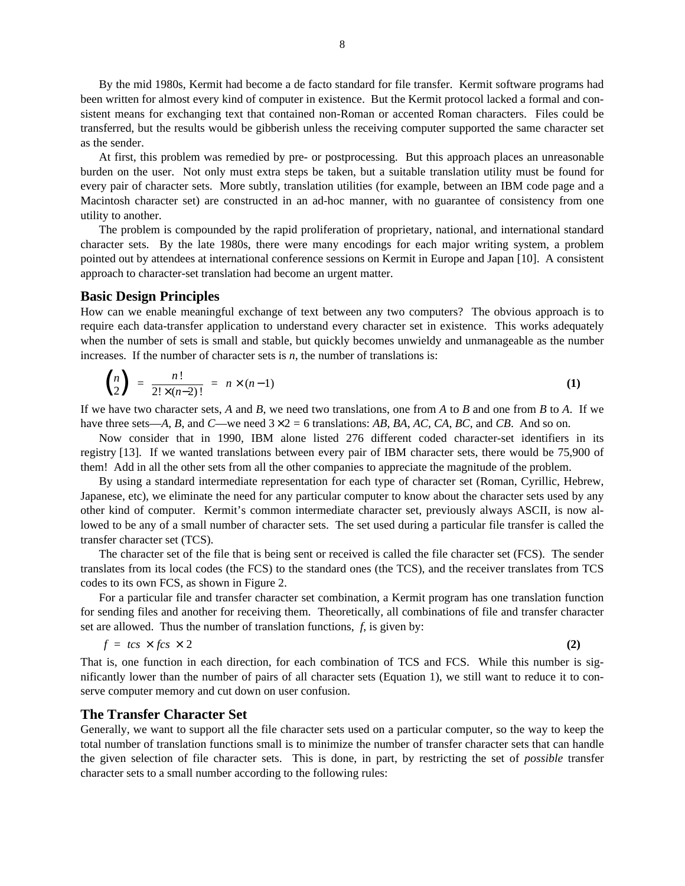By the mid 1980s, Kermit had become a de facto standard for file transfer. Kermit software programs had been written for almost every kind of computer in existence. But the Kermit protocol lacked a formal and consistent means for exchanging text that contained non-Roman or accented Roman characters. Files could be transferred, but the results would be gibberish unless the receiving computer supported the same character set as the sender.

At first, this problem was remedied by pre- or postprocessing. But this approach places an unreasonable burden on the user. Not only must extra steps be taken, but a suitable translation utility must be found for every pair of character sets. More subtly, translation utilities (for example, between an IBM code page and a Macintosh character set) are constructed in an ad-hoc manner, with no guarantee of consistency from one utility to another.

The problem is compounded by the rapid proliferation of proprietary, national, and international standard character sets. By the late 1980s, there were many encodings for each major writing system, a problem pointed out by attendees at international conference sessions on Kermit in Europe and Japan [10]. A consistent approach to character-set translation had become an urgent matter.

## Basic Design Principles

How can we enable meaningful exchange of text between any two computers? The obvious approach is to require each data-transfer application to understand every character set in existence. This works adequately when the number of sets is small and stable, but quickly becomes unwieldy and unmanageable as the number increases. If the number of character sets is *n*, the number of translations is:

$$\binom{n}{2} = \frac{n!}{2! \times (n-2)!} = n \times (n-1) \qquad \textbf{(1)}$$

If we have two character sets, *A* and *B*, we need two translations, one from *A* to *B* and one from *B* to *A*. If we have three sets—*A*, *B*, and *C*—we need $3 \times 2 = 6$ translations: *AB*, *BA*, *AC*, *CA*, *BC*, and *CB*. And so on.

Now consider that in 1990, IBM alone listed 276 different coded character-set identifiers in its registry [13]. If we wanted translations between every pair of IBM character sets, there would be 75,900 of them! Add in all the other sets from all the other companies to appreciate the magnitude of the problem.

By using a standard intermediate representation for each type of character set (Roman, Cyrillic, Hebrew, Japanese, etc), we eliminate the need for any particular computer to know about the character sets used by any other kind of computer. Kermit's common intermediate character set, previously always ASCII, is now allowed to be any of a small number of character sets. The set used during a particular file transfer is called the transfer character set (TCS).

The character set of the file that is being sent or received is called the file character set (FCS). The sender translates from its local codes (the FCS) to the standard ones (the TCS), and the receiver translates from TCS codes to its own FCS, as shown in Figure 2.

For a particular file and transfer character set combination, a Kermit program has one translation function for sending files and another for receiving them. Theoretically, all combinations of file and transfer character set are allowed. Thus the number of translation functions, *f*, is given by:

$$f = tcs \times fcs \times 2 \qquad \textbf{(2)}$$

That is, one function in each direction, for each combination of TCS and FCS. While this number is significantly lower than the number of pairs of all character sets (Equation 1), we still want to reduce it to conserve computer memory and cut down on user confusion.

## The Transfer Character Set

Generally, we want to support all the file character sets used on a particular computer, so the way to keep the total number of translation functions small is to minimize the number of transfer character sets that can handle the given selection of file character sets. This is done, in part, by restricting the set of *possible* transfer character sets to a small number according to the following rules: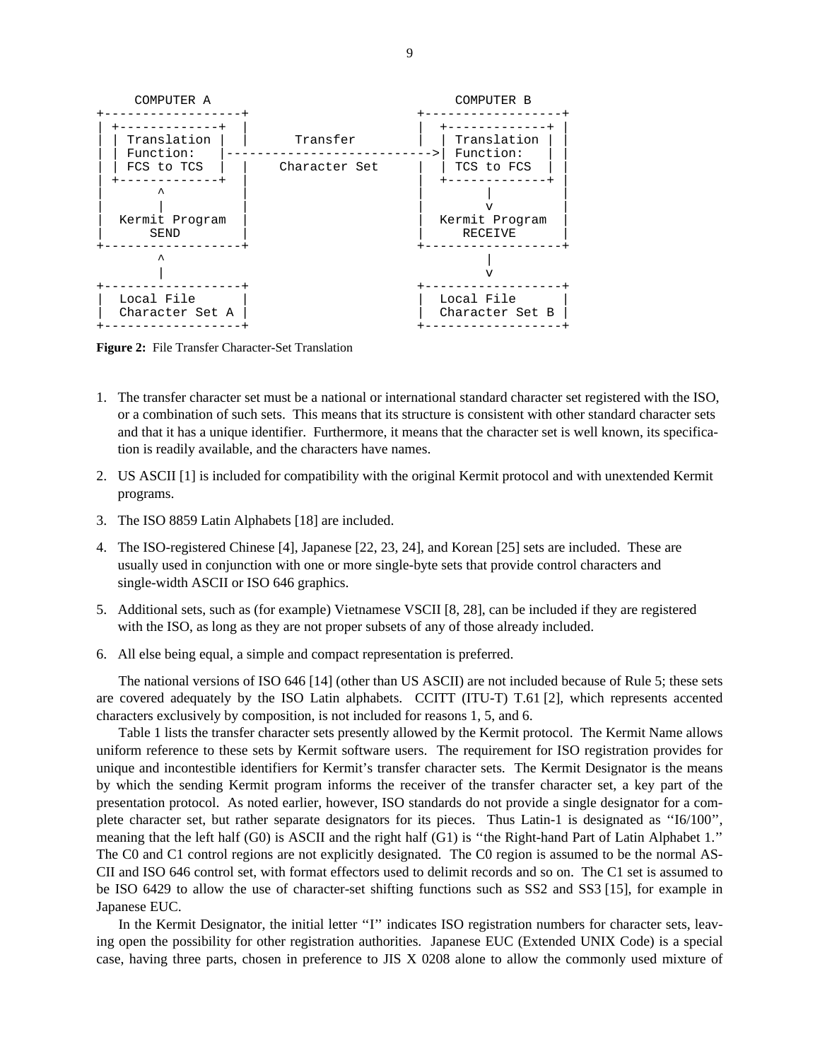```
     COMPUTER A                                     COMPUTER B
+------------------+                          +------------------+
| +-------------+  |                          |  +-------------+ |
| | Translation |  |       Transfer           |  | Translation | |
| | Function:   |-------------------------->|  | Function:   | |
| | FCS to TCS  |  |     Character Set        |  | TCS to FCS  | |
| +-------------+  |                          |  +-------------+ |
|       ^          |                          |         |        |
|       |          |                          |         v        |
|  Kermit Program  |                          |  Kermit Program  |
|      SEND        |                          |     RECEIVE      |
+------------------+                          +------------------+
        ^                                              |
        |                                              v
+------------------+                          +------------------+
|  Local File      |                          |  Local File      |
|  Character Set A |                          |  Character Set B |
+------------------+                          +------------------+
```

**Figure 2:** File Transfer Character-Set Translation

1. The transfer character set must be a national or international standard character set registered with the ISO, or a combination of such sets. This means that its structure is consistent with other standard character sets and that it has a unique identifier. Furthermore, it means that the character set is well known, its specification is readily available, and the characters have names.
2. US ASCII [1] is included for compatibility with the original Kermit protocol and with unextended Kermit programs.
3. The ISO 8859 Latin Alphabets [18] are included.
4. The ISO-registered Chinese [4], Japanese [22, 23, 24], and Korean [25] sets are included. These are usually used in conjunction with one or more single-byte sets that provide control characters and single-width ASCII or ISO 646 graphics.
5. Additional sets, such as (for example) Vietnamese VSCII [8, 28], can be included if they are registered with the ISO, as long as they are not proper subsets of any of those already included.
6. All else being equal, a simple and compact representation is preferred.

The national versions of ISO 646 [14] (other than US ASCII) are not included because of Rule 5; these sets are covered adequately by the ISO Latin alphabets. CCITT (ITU-T) T.61 [2], which represents accented characters exclusively by composition, is not included for reasons 1, 5, and 6.

Table 1 lists the transfer character sets presently allowed by the Kermit protocol. The Kermit Name allows uniform reference to these sets by Kermit software users. The requirement for ISO registration provides for unique and incontestible identifiers for Kermit's transfer character sets. The Kermit Designator is the means by which the sending Kermit program informs the receiver of the transfer character set, a key part of the presentation protocol. As noted earlier, however, ISO standards do not provide a single designator for a complete character set, but rather separate designators for its pieces. Thus Latin-1 is designated as ''I6/100'', meaning that the left half (G0) is ASCII and the right half (G1) is ''the Right-hand Part of Latin Alphabet 1.'' The C0 and C1 control regions are not explicitly designated. The C0 region is assumed to be the normal ASCII and ISO 646 control set, with format effectors used to delimit records and so on. The C1 set is assumed to be ISO 6429 to allow the use of character-set shifting functions such as SS2 and SS3 [15], for example in Japanese EUC.

In the Kermit Designator, the initial letter ''I'' indicates ISO registration numbers for character sets, leaving open the possibility for other registration authorities. Japanese EUC (Extended UNIX Code) is a special case, having three parts, chosen in preference to JIS X 0208 alone to allow the commonly used mixture of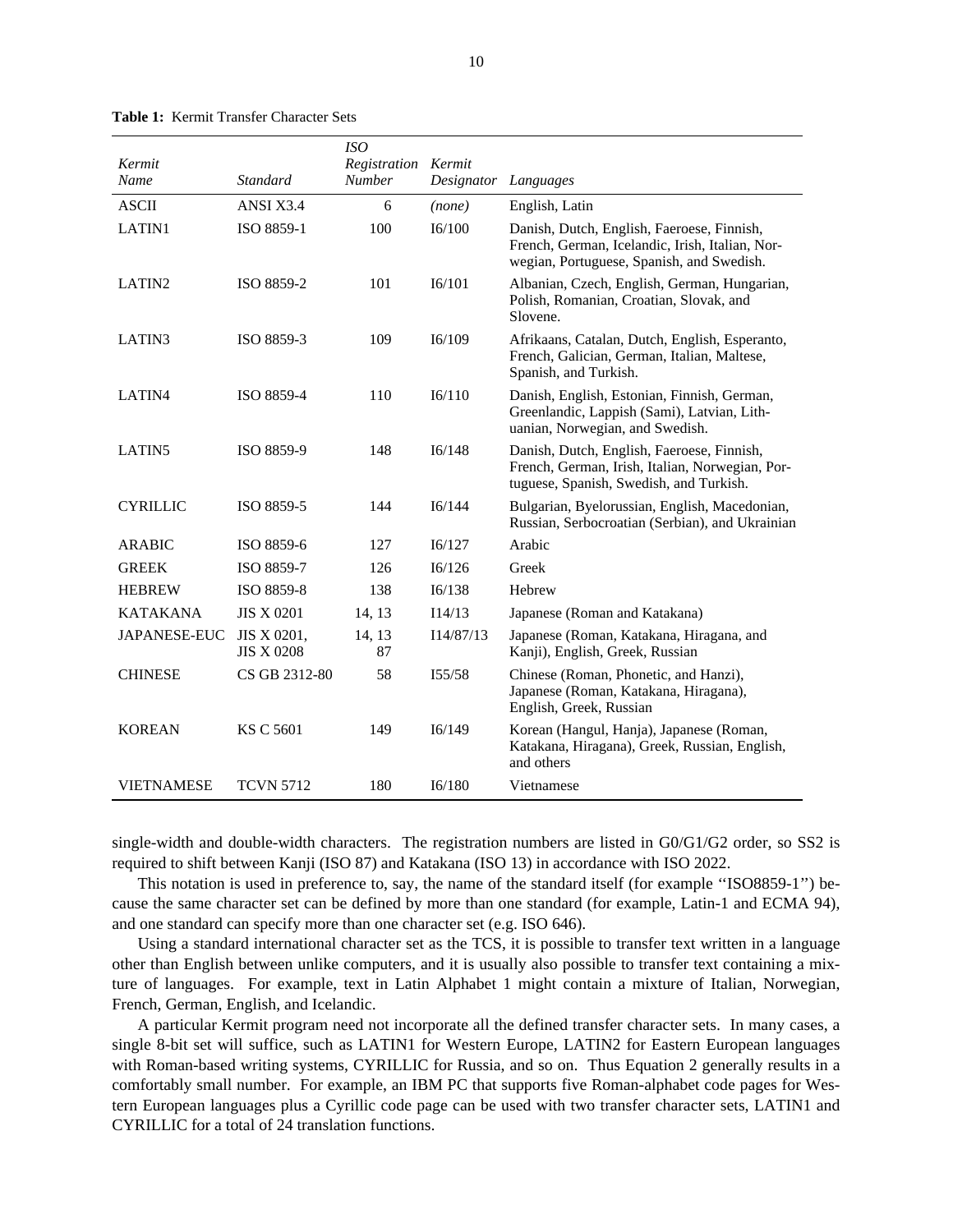**Table 1:** Kermit Transfer Character Sets

| *Kermit Name* | *Standard* | *ISO Registration Number* | *Kermit Designator* | *Languages* |
|---|---|---|---|---|
| ASCII | ANSI X3.4 | 6 | *(none)* | English, Latin |
| LATIN1 | ISO 8859-1 | 100 | I6/100 | Danish, Dutch, English, Faeroese, Finnish, French, German, Icelandic, Irish, Italian, Norwegian, Portuguese, Spanish, and Swedish. |
| LATIN2 | ISO 8859-2 | 101 | I6/101 | Albanian, Czech, English, German, Hungarian, Polish, Romanian, Croatian, Slovak, and Slovene. |
| LATIN3 | ISO 8859-3 | 109 | I6/109 | Afrikaans, Catalan, Dutch, English, Esperanto, French, Galician, German, Italian, Maltese, Spanish, and Turkish. |
| LATIN4 | ISO 8859-4 | 110 | I6/110 | Danish, English, Estonian, Finnish, German, Greenlandic, Lappish (Sami), Latvian, Lithuanian, Norwegian, and Swedish. |
| LATIN5 | ISO 8859-9 | 148 | I6/148 | Danish, Dutch, English, Faeroese, Finnish, French, German, Irish, Italian, Norwegian, Portuguese, Spanish, Swedish, and Turkish. |
| CYRILLIC | ISO 8859-5 | 144 | I6/144 | Bulgarian, Byelorussian, English, Macedonian, Russian, Serbocroatian (Serbian), and Ukrainian |
| ARABIC | ISO 8859-6 | 127 | I6/127 | Arabic |
| GREEK | ISO 8859-7 | 126 | I6/126 | Greek |
| HEBREW | ISO 8859-8 | 138 | I6/138 | Hebrew |
| KATAKANA | JIS X 0201 | 14, 13 | I14/13 | Japanese (Roman and Katakana) |
| JAPANESE-EUC | JIS X 0201, JIS X 0208 | 14, 13 87 | I14/87/13 | Japanese (Roman, Katakana, Hiragana, and Kanji), English, Greek, Russian |
| CHINESE | CS GB 2312-80 | 58 | I55/58 | Chinese (Roman, Phonetic, and Hanzi), Japanese (Roman, Katakana, Hiragana), English, Greek, Russian |
| KOREAN | KS C 5601 | 149 | I6/149 | Korean (Hangul, Hanja), Japanese (Roman, Katakana, Hiragana), Greek, Russian, English, and others |
| VIETNAMESE | TCVN 5712 | 180 | I6/180 | Vietnamese |

single-width and double-width characters. The registration numbers are listed in G0/G1/G2 order, so SS2 is required to shift between Kanji (ISO 87) and Katakana (ISO 13) in accordance with ISO 2022.

This notation is used in preference to, say, the name of the standard itself (for example ''ISO8859-1'') because the same character set can be defined by more than one standard (for example, Latin-1 and ECMA 94), and one standard can specify more than one character set (e.g. ISO 646).

Using a standard international character set as the TCS, it is possible to transfer text written in a language other than English between unlike computers, and it is usually also possible to transfer text containing a mixture of languages. For example, text in Latin Alphabet 1 might contain a mixture of Italian, Norwegian, French, German, English, and Icelandic.

A particular Kermit program need not incorporate all the defined transfer character sets. In many cases, a single 8-bit set will suffice, such as LATIN1 for Western Europe, LATIN2 for Eastern European languages with Roman-based writing systems, CYRILLIC for Russia, and so on. Thus Equation 2 generally results in a comfortably small number. For example, an IBM PC that supports five Roman-alphabet code pages for Western European languages plus a Cyrillic code page can be used with two transfer character sets, LATIN1 and CYRILLIC for a total of 24 translation functions.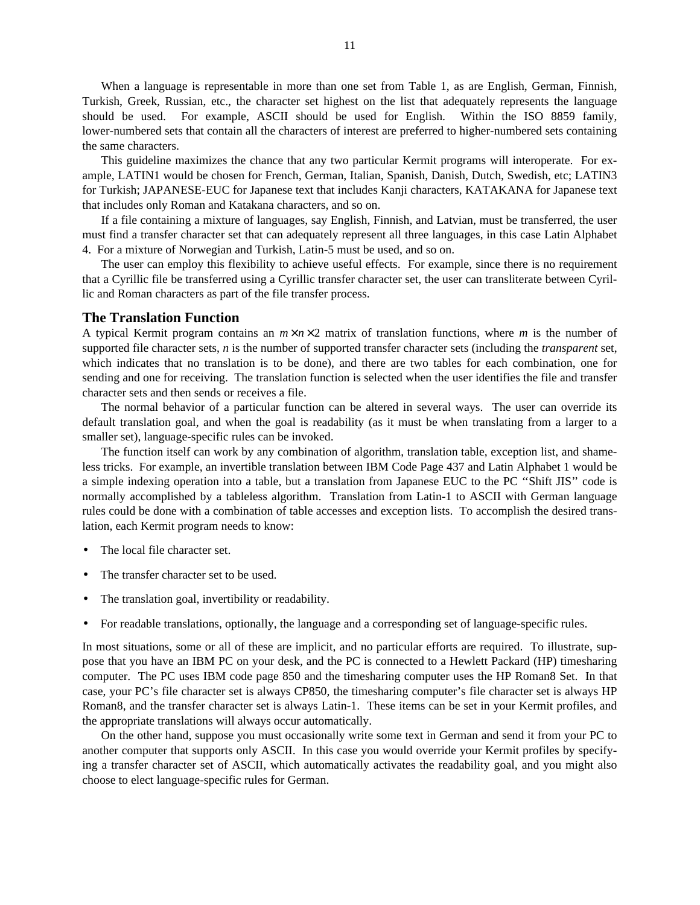When a language is representable in more than one set from Table 1, as are English, German, Finnish, Turkish, Greek, Russian, etc., the character set highest on the list that adequately represents the language should be used. For example, ASCII should be used for English. Within the ISO 8859 family, lower-numbered sets that contain all the characters of interest are preferred to higher-numbered sets containing the same characters.

This guideline maximizes the chance that any two particular Kermit programs will interoperate. For example, LATIN1 would be chosen for French, German, Italian, Spanish, Danish, Dutch, Swedish, etc; LATIN3 for Turkish; JAPANESE-EUC for Japanese text that includes Kanji characters, KATAKANA for Japanese text that includes only Roman and Katakana characters, and so on.

If a file containing a mixture of languages, say English, Finnish, and Latvian, must be transferred, the user must find a transfer character set that can adequately represent all three languages, in this case Latin Alphabet 4. For a mixture of Norwegian and Turkish, Latin-5 must be used, and so on.

The user can employ this flexibility to achieve useful effects. For example, since there is no requirement that a Cyrillic file be transferred using a Cyrillic transfer character set, the user can transliterate between Cyrillic and Roman characters as part of the file transfer process.

## The Translation Function

A typical Kermit program contains an $m \times n \times 2$ matrix of translation functions, where $m$ is the number of supported file character sets, $n$ is the number of supported transfer character sets (including the *transparent* set, which indicates that no translation is to be done), and there are two tables for each combination, one for sending and one for receiving. The translation function is selected when the user identifies the file and transfer character sets and then sends or receives a file.

The normal behavior of a particular function can be altered in several ways. The user can override its default translation goal, and when the goal is readability (as it must be when translating from a larger to a smaller set), language-specific rules can be invoked.

The function itself can work by any combination of algorithm, translation table, exception list, and shameless tricks. For example, an invertible translation between IBM Code Page 437 and Latin Alphabet 1 would be a simple indexing operation into a table, but a translation from Japanese EUC to the PC "Shift JIS" code is normally accomplished by a tableless algorithm. Translation from Latin-1 to ASCII with German language rules could be done with a combination of table accesses and exception lists. To accomplish the desired translation, each Kermit program needs to know:

- The local file character set.
- The transfer character set to be used.
- The translation goal, invertibility or readability.
- For readable translations, optionally, the language and a corresponding set of language-specific rules.

In most situations, some or all of these are implicit, and no particular efforts are required. To illustrate, suppose that you have an IBM PC on your desk, and the PC is connected to a Hewlett Packard (HP) timesharing computer. The PC uses IBM code page 850 and the timesharing computer uses the HP Roman8 Set. In that case, your PC's file character set is always CP850, the timesharing computer's file character set is always HP Roman8, and the transfer character set is always Latin-1. These items can be set in your Kermit profiles, and the appropriate translations will always occur automatically.

On the other hand, suppose you must occasionally write some text in German and send it from your PC to another computer that supports only ASCII. In this case you would override your Kermit profiles by specifying a transfer character set of ASCII, which automatically activates the readability goal, and you might also choose to elect language-specific rules for German.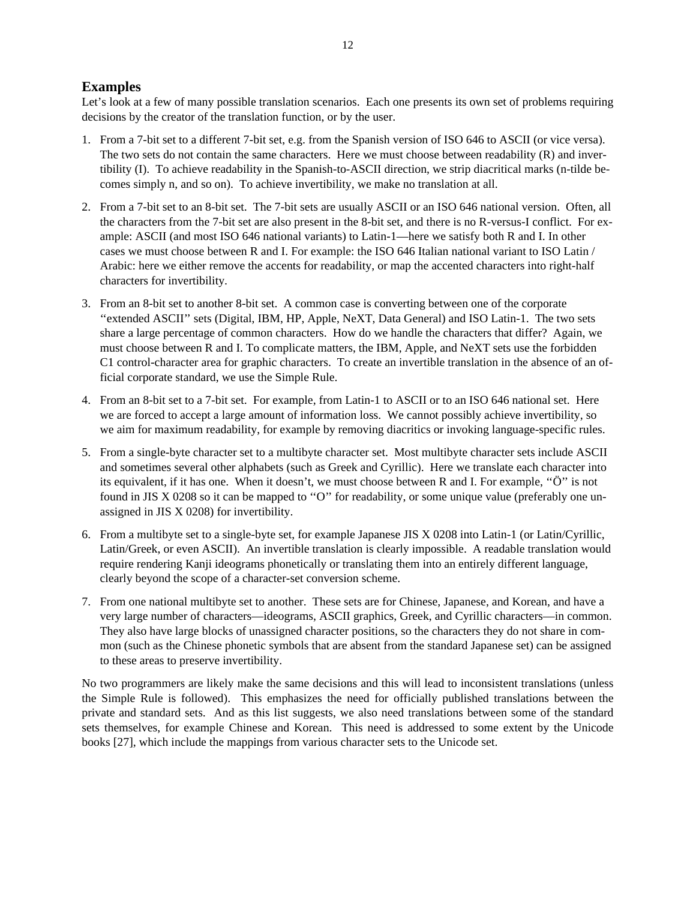## Examples

Let's look at a few of many possible translation scenarios. Each one presents its own set of problems requiring decisions by the creator of the translation function, or by the user.

1. From a 7-bit set to a different 7-bit set, e.g. from the Spanish version of ISO 646 to ASCII (or vice versa). The two sets do not contain the same characters. Here we must choose between readability (R) and invertibility (I). To achieve readability in the Spanish-to-ASCII direction, we strip diacritical marks (n-tilde becomes simply n, and so on). To achieve invertibility, we make no translation at all.

2. From a 7-bit set to an 8-bit set. The 7-bit sets are usually ASCII or an ISO 646 national version. Often, all the characters from the 7-bit set are also present in the 8-bit set, and there is no R-versus-I conflict. For example: ASCII (and most ISO 646 national variants) to Latin-1—here we satisfy both R and I. In other cases we must choose between R and I. For example: the ISO 646 Italian national variant to ISO Latin / Arabic: here we either remove the accents for readability, or map the accented characters into right-half characters for invertibility.

3. From an 8-bit set to another 8-bit set. A common case is converting between one of the corporate "extended ASCII" sets (Digital, IBM, HP, Apple, NeXT, Data General) and ISO Latin-1. The two sets share a large percentage of common characters. How do we handle the characters that differ? Again, we must choose between R and I. To complicate matters, the IBM, Apple, and NeXT sets use the forbidden C1 control-character area for graphic characters. To create an invertible translation in the absence of an official corporate standard, we use the Simple Rule.

4. From an 8-bit set to a 7-bit set. For example, from Latin-1 to ASCII or to an ISO 646 national set. Here we are forced to accept a large amount of information loss. We cannot possibly achieve invertibility, so we aim for maximum readability, for example by removing diacritics or invoking language-specific rules.

5. From a single-byte character set to a multibyte character set. Most multibyte character sets include ASCII and sometimes several other alphabets (such as Greek and Cyrillic). Here we translate each character into its equivalent, if it has one. When it doesn't, we must choose between R and I. For example, "Ö" is not found in JIS X 0208 so it can be mapped to "O" for readability, or some unique value (preferably one unassigned in JIS X 0208) for invertibility.

6. From a multibyte set to a single-byte set, for example Japanese JIS X 0208 into Latin-1 (or Latin/Cyrillic, Latin/Greek, or even ASCII). An invertible translation is clearly impossible. A readable translation would require rendering Kanji ideograms phonetically or translating them into an entirely different language, clearly beyond the scope of a character-set conversion scheme.

7. From one national multibyte set to another. These sets are for Chinese, Japanese, and Korean, and have a very large number of characters—ideograms, ASCII graphics, Greek, and Cyrillic characters—in common. They also have large blocks of unassigned character positions, so the characters they do not share in common (such as the Chinese phonetic symbols that are absent from the standard Japanese set) can be assigned to these areas to preserve invertibility.

No two programmers are likely make the same decisions and this will lead to inconsistent translations (unless the Simple Rule is followed). This emphasizes the need for officially published translations between the private and standard sets. And as this list suggests, we also need translations between some of the standard sets themselves, for example Chinese and Korean. This need is addressed to some extent by the Unicode books [27], which include the mappings from various character sets to the Unicode set.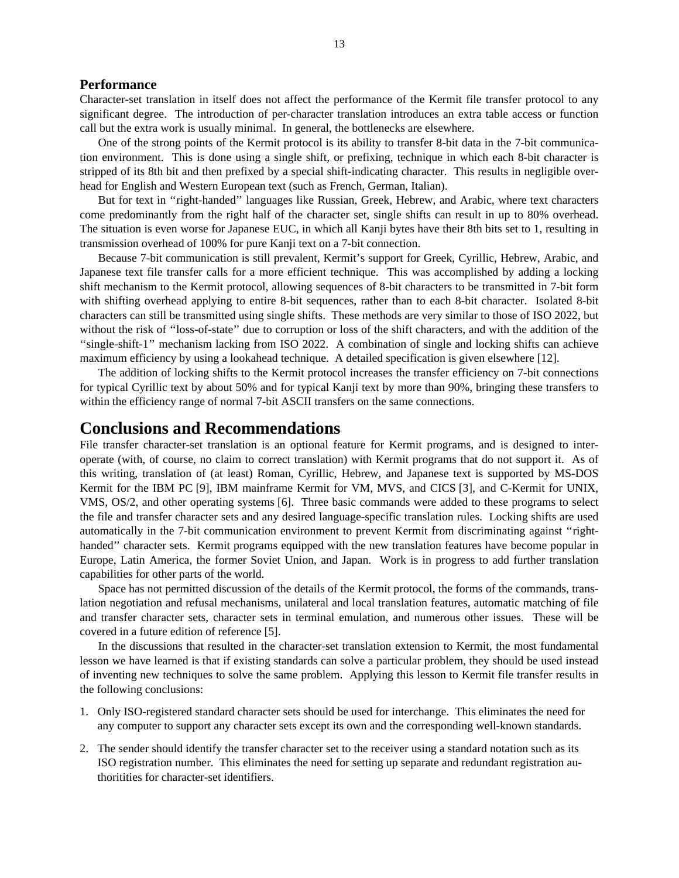### Performance

Character-set translation in itself does not affect the performance of the Kermit file transfer protocol to any significant degree. The introduction of per-character translation introduces an extra table access or function call but the extra work is usually minimal. In general, the bottlenecks are elsewhere.

One of the strong points of the Kermit protocol is its ability to transfer 8-bit data in the 7-bit communication environment. This is done using a single shift, or prefixing, technique in which each 8-bit character is stripped of its 8th bit and then prefixed by a special shift-indicating character. This results in negligible overhead for English and Western European text (such as French, German, Italian).

But for text in ''right-handed'' languages like Russian, Greek, Hebrew, and Arabic, where text characters come predominantly from the right half of the character set, single shifts can result in up to 80% overhead. The situation is even worse for Japanese EUC, in which all Kanji bytes have their 8th bits set to 1, resulting in transmission overhead of 100% for pure Kanji text on a 7-bit connection.

Because 7-bit communication is still prevalent, Kermit's support for Greek, Cyrillic, Hebrew, Arabic, and Japanese text file transfer calls for a more efficient technique. This was accomplished by adding a locking shift mechanism to the Kermit protocol, allowing sequences of 8-bit characters to be transmitted in 7-bit form with shifting overhead applying to entire 8-bit sequences, rather than to each 8-bit character. Isolated 8-bit characters can still be transmitted using single shifts. These methods are very similar to those of ISO 2022, but without the risk of ''loss-of-state'' due to corruption or loss of the shift characters, and with the addition of the ''single-shift-1'' mechanism lacking from ISO 2022. A combination of single and locking shifts can achieve maximum efficiency by using a lookahead technique. A detailed specification is given elsewhere [12].

The addition of locking shifts to the Kermit protocol increases the transfer efficiency on 7-bit connections for typical Cyrillic text by about 50% and for typical Kanji text by more than 90%, bringing these transfers to within the efficiency range of normal 7-bit ASCII transfers on the same connections.

## Conclusions and Recommendations

File transfer character-set translation is an optional feature for Kermit programs, and is designed to interoperate (with, of course, no claim to correct translation) with Kermit programs that do not support it. As of this writing, translation of (at least) Roman, Cyrillic, Hebrew, and Japanese text is supported by MS-DOS Kermit for the IBM PC [9], IBM mainframe Kermit for VM, MVS, and CICS [3], and C-Kermit for UNIX, VMS, OS/2, and other operating systems [6]. Three basic commands were added to these programs to select the file and transfer character sets and any desired language-specific translation rules. Locking shifts are used automatically in the 7-bit communication environment to prevent Kermit from discriminating against ''right-handed'' character sets. Kermit programs equipped with the new translation features have become popular in Europe, Latin America, the former Soviet Union, and Japan. Work is in progress to add further translation capabilities for other parts of the world.

Space has not permitted discussion of the details of the Kermit protocol, the forms of the commands, translation negotiation and refusal mechanisms, unilateral and local translation features, automatic matching of file and transfer character sets, character sets in terminal emulation, and numerous other issues. These will be covered in a future edition of reference [5].

In the discussions that resulted in the character-set translation extension to Kermit, the most fundamental lesson we have learned is that if existing standards can solve a particular problem, they should be used instead of inventing new techniques to solve the same problem. Applying this lesson to Kermit file transfer results in the following conclusions:

1. Only ISO-registered standard character sets should be used for interchange. This eliminates the need for any computer to support any character sets except its own and the corresponding well-known standards.
2. The sender should identify the transfer character set to the receiver using a standard notation such as its ISO registration number. This eliminates the need for setting up separate and redundant registration authoritities for character-set identifiers.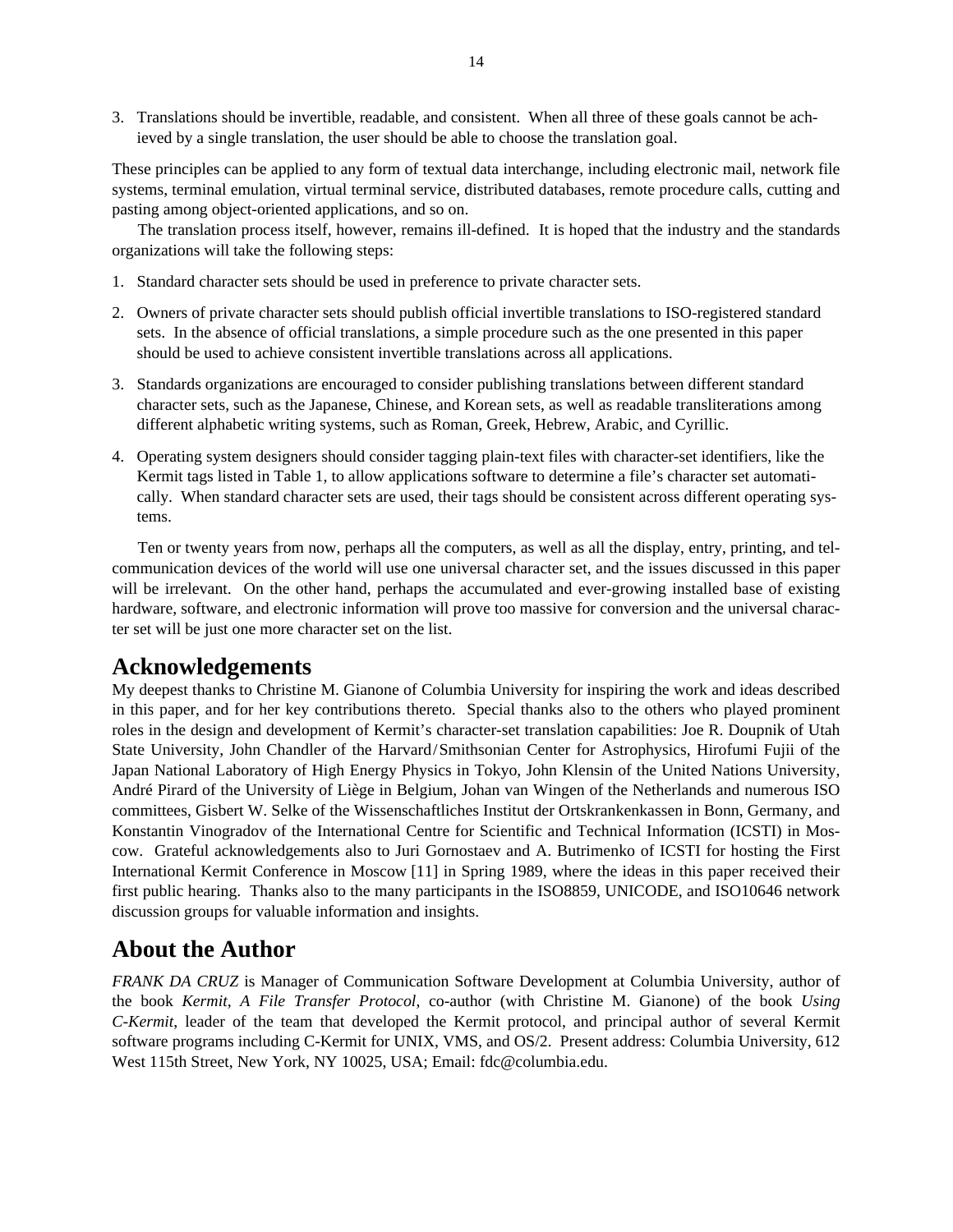3. Translations should be invertible, readable, and consistent. When all three of these goals cannot be achieved by a single translation, the user should be able to choose the translation goal.

These principles can be applied to any form of textual data interchange, including electronic mail, network file systems, terminal emulation, virtual terminal service, distributed databases, remote procedure calls, cutting and pasting among object-oriented applications, and so on.

The translation process itself, however, remains ill-defined. It is hoped that the industry and the standards organizations will take the following steps:

1. Standard character sets should be used in preference to private character sets.

2. Owners of private character sets should publish official invertible translations to ISO-registered standard sets. In the absence of official translations, a simple procedure such as the one presented in this paper should be used to achieve consistent invertible translations across all applications.

3. Standards organizations are encouraged to consider publishing translations between different standard character sets, such as the Japanese, Chinese, and Korean sets, as well as readable transliterations among different alphabetic writing systems, such as Roman, Greek, Hebrew, Arabic, and Cyrillic.

4. Operating system designers should consider tagging plain-text files with character-set identifiers, like the Kermit tags listed in Table 1, to allow applications software to determine a file's character set automatically. When standard character sets are used, their tags should be consistent across different operating systems.

Ten or twenty years from now, perhaps all the computers, as well as all the display, entry, printing, and telcommunication devices of the world will use one universal character set, and the issues discussed in this paper will be irrelevant. On the other hand, perhaps the accumulated and ever-growing installed base of existing hardware, software, and electronic information will prove too massive for conversion and the universal character set will be just one more character set on the list.

## Acknowledgements

My deepest thanks to Christine M. Gianone of Columbia University for inspiring the work and ideas described in this paper, and for her key contributions thereto. Special thanks also to the others who played prominent roles in the design and development of Kermit's character-set translation capabilities: Joe R. Doupnik of Utah State University, John Chandler of the Harvard/Smithsonian Center for Astrophysics, Hirofumi Fujii of the Japan National Laboratory of High Energy Physics in Tokyo, John Klensin of the United Nations University, André Pirard of the University of Liège in Belgium, Johan van Wingen of the Netherlands and numerous ISO committees, Gisbert W. Selke of the Wissenschaftliches Institut der Ortskrankenkassen in Bonn, Germany, and Konstantin Vinogradov of the International Centre for Scientific and Technical Information (ICSTI) in Moscow. Grateful acknowledgements also to Juri Gornostaev and A. Butrimenko of ICSTI for hosting the First International Kermit Conference in Moscow [11] in Spring 1989, where the ideas in this paper received their first public hearing. Thanks also to the many participants in the ISO8859, UNICODE, and ISO10646 network discussion groups for valuable information and insights.

## About the Author

*FRANK DA CRUZ* is Manager of Communication Software Development at Columbia University, author of the book *Kermit, A File Transfer Protocol*, co-author (with Christine M. Gianone) of the book *Using C-Kermit*, leader of the team that developed the Kermit protocol, and principal author of several Kermit software programs including C-Kermit for UNIX, VMS, and OS/2. Present address: Columbia University, 612 West 115th Street, New York, NY 10025, USA; Email: fdc@columbia.edu.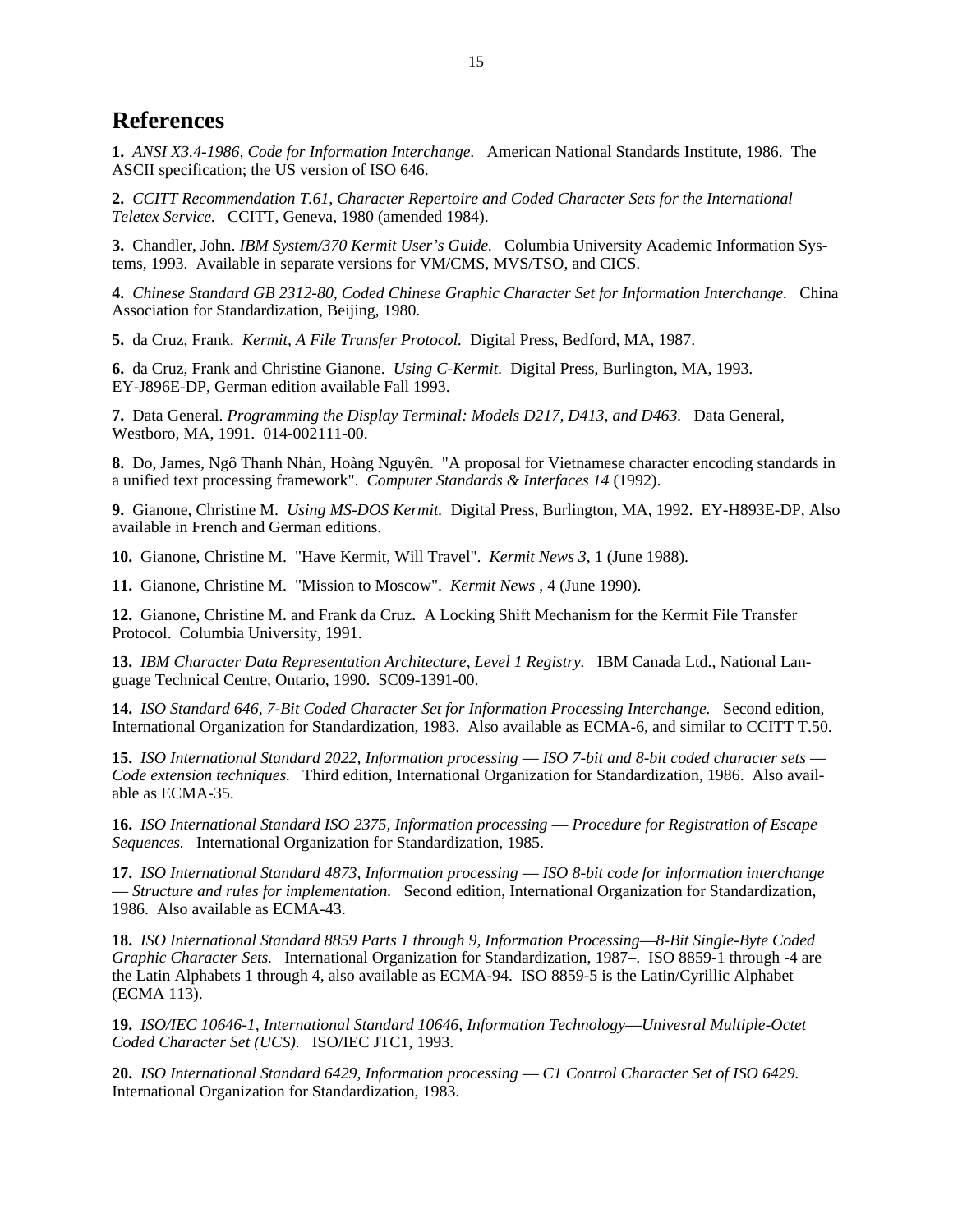# References

**1.** *ANSI X3.4-1986, Code for Information Interchange.* American National Standards Institute, 1986. The ASCII specification; the US version of ISO 646.

**2.** *CCITT Recommendation T.61, Character Repertoire and Coded Character Sets for the International Teletex Service.* CCITT, Geneva, 1980 (amended 1984).

**3.** Chandler, John. *IBM System/370 Kermit User's Guide.* Columbia University Academic Information Systems, 1993. Available in separate versions for VM/CMS, MVS/TSO, and CICS.

**4.** *Chinese Standard GB 2312-80, Coded Chinese Graphic Character Set for Information Interchange.* China Association for Standardization, Beijing, 1980.

**5.** da Cruz, Frank. *Kermit, A File Transfer Protocol.* Digital Press, Bedford, MA, 1987.

**6.** da Cruz, Frank and Christine Gianone. *Using C-Kermit.* Digital Press, Burlington, MA, 1993. EY-J896E-DP, German edition available Fall 1993.

**7.** Data General. *Programming the Display Terminal: Models D217, D413, and D463.* Data General, Westboro, MA, 1991. 014-002111-00.

**8.** Do, James, Ngô Thanh Nhàn, Hoàng Nguyên. "A proposal for Vietnamese character encoding standards in a unified text processing framework". *Computer Standards & Interfaces 14* (1992).

**9.** Gianone, Christine M. *Using MS-DOS Kermit.* Digital Press, Burlington, MA, 1992. EY-H893E-DP, Also available in French and German editions.

**10.** Gianone, Christine M. "Have Kermit, Will Travel". *Kermit News 3*, 1 (June 1988).

**11.** Gianone, Christine M. "Mission to Moscow". *Kermit News* , 4 (June 1990).

**12.** Gianone, Christine M. and Frank da Cruz. A Locking Shift Mechanism for the Kermit File Transfer Protocol. Columbia University, 1991.

**13.** *IBM Character Data Representation Architecture, Level 1 Registry.* IBM Canada Ltd., National Language Technical Centre, Ontario, 1990. SC09-1391-00.

**14.** *ISO Standard 646, 7-Bit Coded Character Set for Information Processing Interchange.* Second edition, International Organization for Standardization, 1983. Also available as ECMA-6, and similar to CCITT T.50.

**15.** *ISO International Standard 2022, Information processing — ISO 7-bit and 8-bit coded character sets — Code extension techniques.* Third edition, International Organization for Standardization, 1986. Also available as ECMA-35.

**16.** *ISO International Standard ISO 2375, Information processing — Procedure for Registration of Escape Sequences.* International Organization for Standardization, 1985.

**17.** *ISO International Standard 4873, Information processing — ISO 8-bit code for information interchange — Structure and rules for implementation.* Second edition, International Organization for Standardization, 1986. Also available as ECMA-43.

**18.** *ISO International Standard 8859 Parts 1 through 9, Information Processing—8-Bit Single-Byte Coded Graphic Character Sets.* International Organization for Standardization, 1987–. ISO 8859-1 through -4 are the Latin Alphabets 1 through 4, also available as ECMA-94. ISO 8859-5 is the Latin/Cyrillic Alphabet (ECMA 113).

**19.** *ISO/IEC 10646-1, International Standard 10646, Information Technology—Univesral Multiple-Octet Coded Character Set (UCS).* ISO/IEC JTC1, 1993.

**20.** *ISO International Standard 6429, Information processing — C1 Control Character Set of ISO 6429.* International Organization for Standardization, 1983.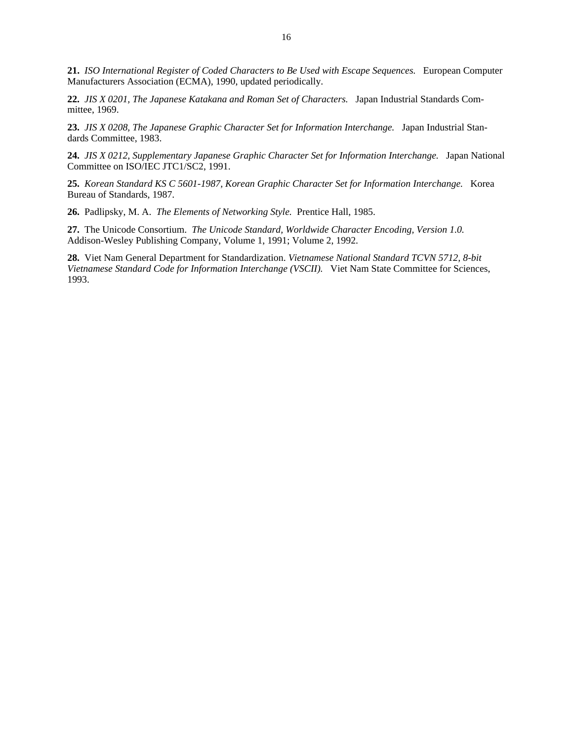**21.** *ISO International Register of Coded Characters to Be Used with Escape Sequences.* European Computer Manufacturers Association (ECMA), 1990, updated periodically.

**22.** *JIS X 0201, The Japanese Katakana and Roman Set of Characters.* Japan Industrial Standards Committee, 1969.

**23.** *JIS X 0208, The Japanese Graphic Character Set for Information Interchange.* Japan Industrial Standards Committee, 1983.

**24.** *JIS X 0212, Supplementary Japanese Graphic Character Set for Information Interchange.* Japan National Committee on ISO/IEC JTC1/SC2, 1991.

**25.** *Korean Standard KS C 5601-1987, Korean Graphic Character Set for Information Interchange.* Korea Bureau of Standards, 1987.

**26.** Padlipsky, M. A. *The Elements of Networking Style.* Prentice Hall, 1985.

**27.** The Unicode Consortium. *The Unicode Standard, Worldwide Character Encoding, Version 1.0.* Addison-Wesley Publishing Company, Volume 1, 1991; Volume 2, 1992.

**28.** Viet Nam General Department for Standardization. *Vietnamese National Standard TCVN 5712, 8-bit Vietnamese Standard Code for Information Interchange (VSCII).* Viet Nam State Committee for Sciences, 1993.